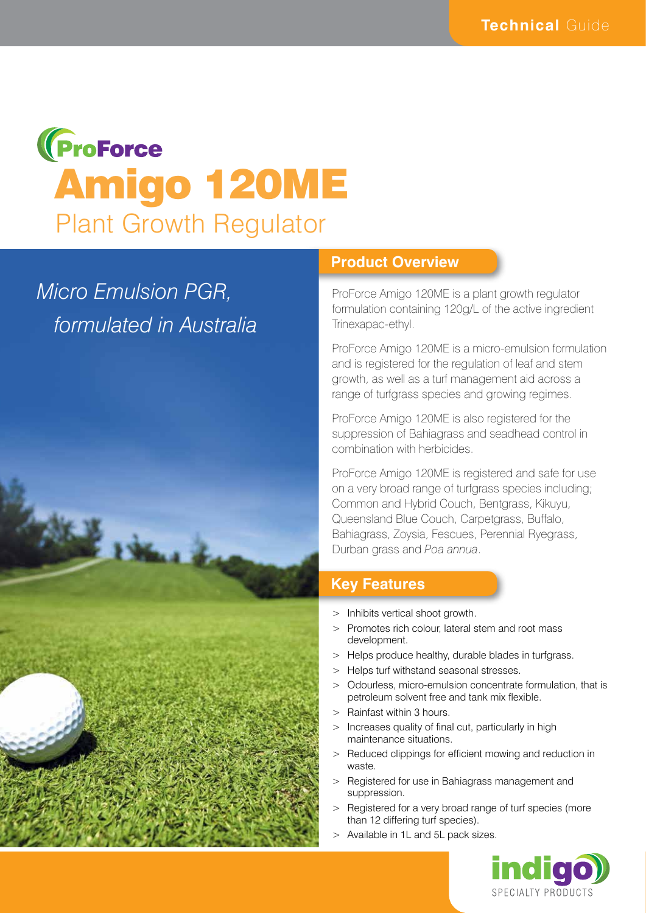Technical Guide

# ProForce Amigo 120ME

## Plant Growth Regulator

*Micro Emulsion PGR, formulated in Australia*

## Product Overview

ProForce Amigo 120ME is a plant growth regulator formulation containing 120g/L of the active ingredient Trinexapac-ethyl.

ProForce Amigo 120ME is a micro-emulsion formulation and is registered for the regulation of leaf and stem growth, as well as a turf management aid across a range of turfgrass species and growing regimes.

ProForce Amigo 120ME is also registered for the suppression of Bahiagrass and seadhead control in combination with herbicides.

ProForce Amigo 120ME is registered and safe for use on a very broad range of turfgrass species including; Common and Hybrid Couch, Bentgrass, Kikuyu, Queensland Blue Couch, Carpetgrass, Buffalo, Bahiagrass, Zoysia, Fescues, Perennial Ryegrass, Durban grass and *Poa annua*.

## Key Features

- Inhibits vertical shoot growth.
- Promotes rich colour, lateral stem and root mass development.
- Helps produce healthy, durable blades in turfgrass.
- Helps turf withstand seasonal stresses.
- Odourless, micro-emulsion concentrate formulation, that is petroleum solvent free and tank mix flexible.
- Rainfast within 3 hours.
- Increases quality of final cut, particularly in high maintenance situations.
- Reduced clippings for efficient mowing and reduction in waste.
- Registered for use in Bahiagrass management and suppression.
- Registered for a very broad range of turf species (more than 12 differing turf species).
- Available in 1L and 5L pack sizes.

indigo SPECIALTY PRODUCTS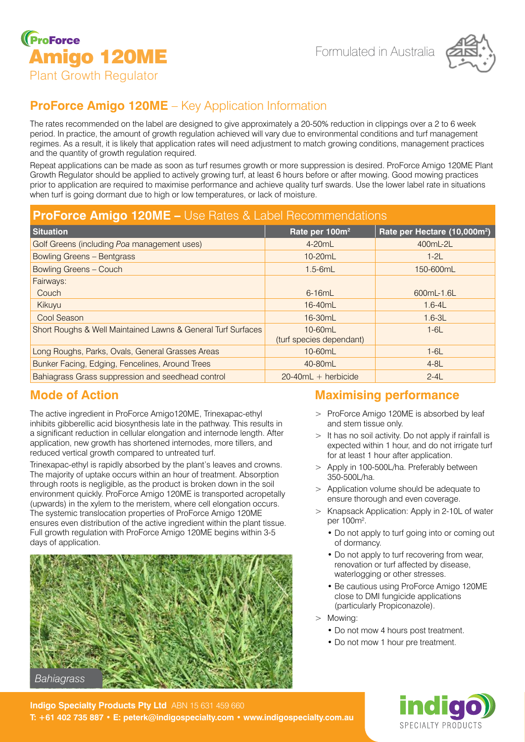# ProForce Amigo 120ME

Plant Growth Regulator

Formulated in Australia

## ProForce Amigo 120ME – Key Application Information

The rates recommended on the label are designed to give approximately a 20-50% reduction in clippings over a 2 to 6 week period. In practice, the amount of growth regulation achieved will vary due to environmental conditions and turf management regimes. As a result, it is likely that application rates will need adjustment to match growing conditions, management practices and the quantity of growth regulation required.

Repeat applications can be made as soon as turf resumes growth or more suppression is desired. ProForce Amigo 120ME Plant Growth Regulator should be applied to actively growing turf, at least 6 hours before or after mowing. Good mowing practices prior to application are required to maximise performance and achieve quality turf swards. Use the lower label rate in situations when turf is going dormant due to high or low temperatures, or lack of moisture.

## ProForce Amigo 120ME – Use Rates & Label Recommendations

| Situation | Rate per 100m² | Rate per Hectare (10,000m²) |
|---|---|---|
| Golf Greens (including *Poa* management uses) | 4-20mL | 400mL-2L |
| Bowling Greens – Bentgrass | 10-20mL | 1-2L |
| Bowling Greens – Couch | 1.5-6mL | 150-600mL |
| Fairways: | | |
| Couch | 6-16mL | 600mL-1.6L |
| Kikuyu | 16-40mL | 1.6-4L |
| Cool Season | 16-30mL | 1.6-3L |
| Short Roughs & Well Maintained Lawns & General Turf Surfaces | 10-60mL (turf species dependant) | 1-6L |
| Long Roughs, Parks, Ovals, General Grasses Areas | 10-60mL | 1-6L |
| Bunker Facing, Edging, Fencelines, Around Trees | 40-80mL | 4-8L |
| Bahiagrass Grass suppression and seedhead control | 20-40mL + herbicide | 2-4L |

## Mode of Action

The active ingredient in ProForce Amigo120ME, Trinexapac-ethyl inhibits gibberellic acid biosynthesis late in the pathway. This results in a significant reduction in cellular elongation and internode length. After application, new growth has shortened internodes, more tillers, and reduced vertical growth compared to untreated turf.

Trinexapac-ethyl is rapidly absorbed by the plant's leaves and crowns. The majority of uptake occurs within an hour of treatment. Absorption through roots is negligible, as the product is broken down in the soil environment quickly. ProForce Amigo 120ME is transported acropetally (upwards) in the xylem to the meristem, where cell elongation occurs. The systemic translocation properties of ProForce Amigo 120ME ensures even distribution of the active ingredient within the plant tissue. Full growth regulation with ProForce Amigo 120ME begins within 3-5 days of application.

*Bahiagrass*

## Maximising performance

- ProForce Amigo 120ME is absorbed by leaf and stem tissue only.
- It has no soil activity. Do not apply if rainfall is expected within 1 hour, and do not irrigate turf for at least 1 hour after application.
- Apply in 100-500L/ha. Preferably between 350-500L/ha.
- Application volume should be adequate to ensure thorough and even coverage.
- Knapsack Application: Apply in 2-10L of water per 100m².
  - Do not apply to turf going into or coming out of dormancy.
  - Do not apply to turf recovering from wear, renovation or turf affected by disease, waterlogging or other stresses.
  - Be cautious using ProForce Amigo 120ME close to DMI fungicide applications (particularly Propiconazole).
- Mowing:
  - Do not mow 4 hours post treatment.
  - Do not mow 1 hour pre treatment.

**Indigo Specialty Products Pty Ltd** ABN 15 631 459 660
**T: +61 402 735 887 • E: peterk@indigospecialty.com • www.indigospecialty.com.au**